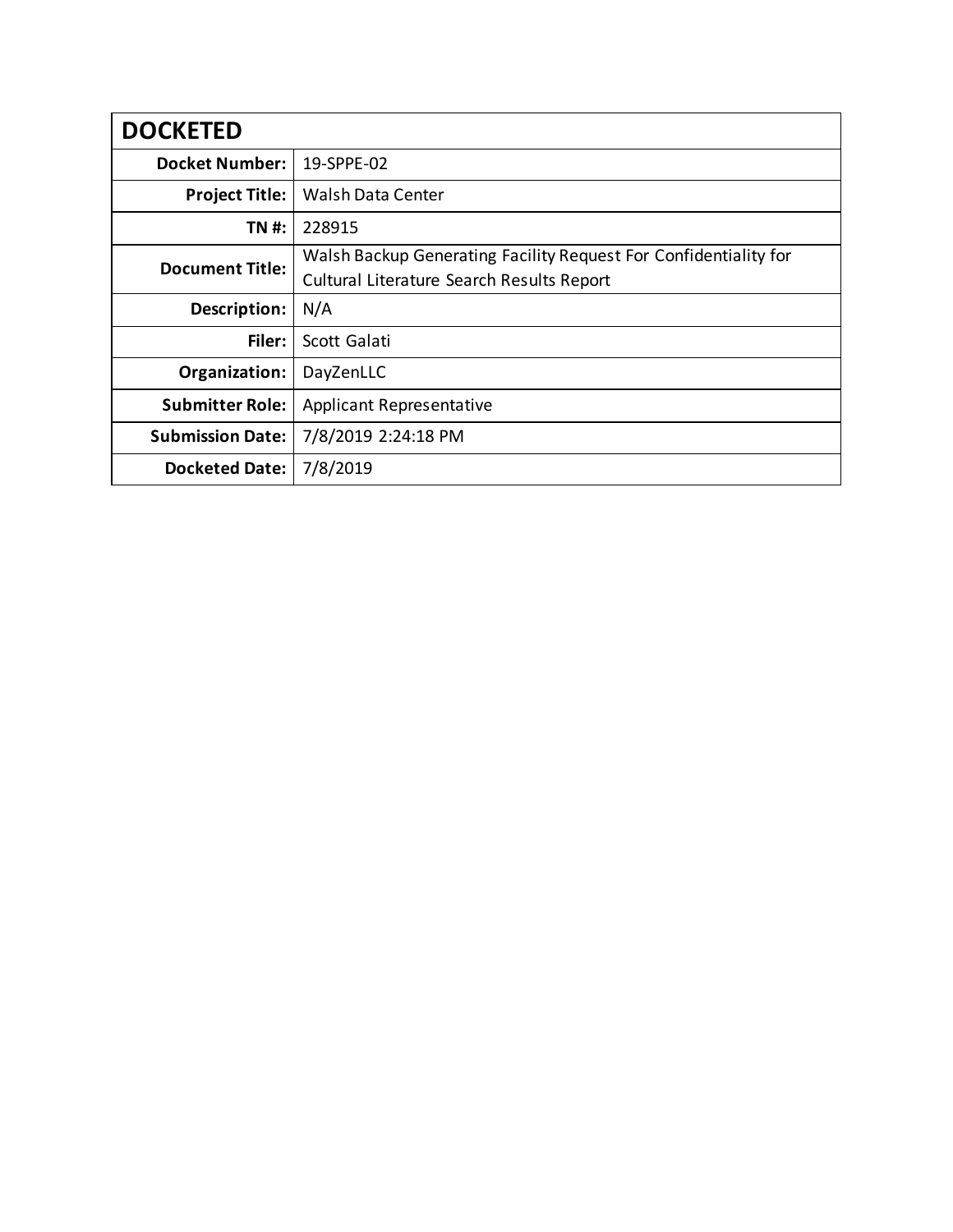| **DOCKETED** | |
|---|---|
| **Docket Number:** | 19-SPPE-02 |
| **Project Title:** | Walsh Data Center |
| **TN #:** | 228915 |
| **Document Title:** | Walsh Backup Generating Facility Request For Confidentiality for Cultural Literature Search Results Report |
| **Description:** | N/A |
| **Filer:** | Scott Galati |
| **Organization:** | DayZenLLC |
| **Submitter Role:** | Applicant Representative |
| **Submission Date:** | 7/8/2019 2:24:18 PM |
| **Docketed Date:** | 7/8/2019 |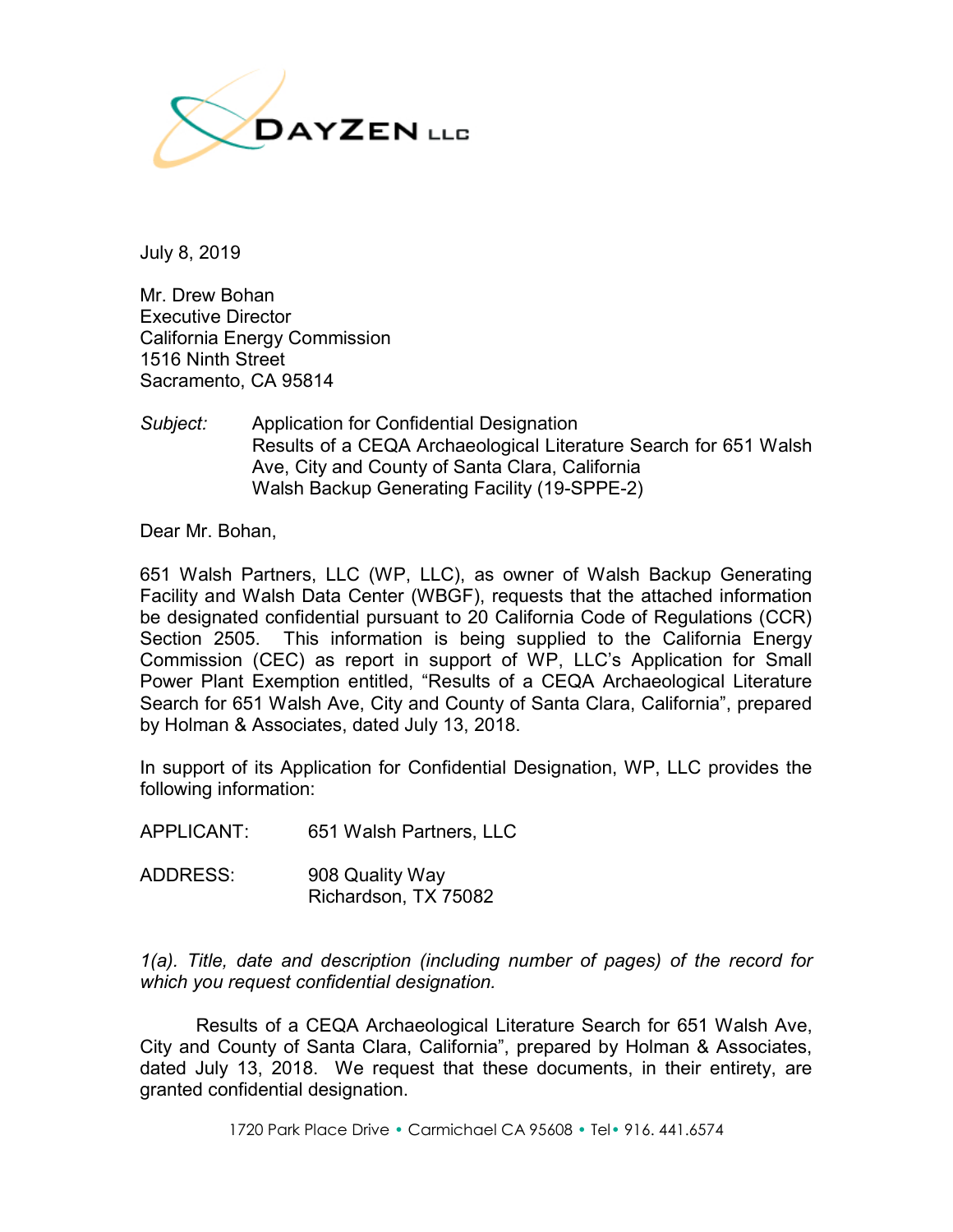DAYZEN LLC

July 8, 2019

Mr. Drew Bohan
Executive Director
California Energy Commission
1516 Ninth Street
Sacramento, CA 95814

*Subject:* Application for Confidential Designation
Results of a CEQA Archaeological Literature Search for 651 Walsh Ave, City and County of Santa Clara, California
Walsh Backup Generating Facility (19-SPPE-2)

Dear Mr. Bohan,

651 Walsh Partners, LLC (WP, LLC), as owner of Walsh Backup Generating Facility and Walsh Data Center (WBGF), requests that the attached information be designated confidential pursuant to 20 California Code of Regulations (CCR) Section 2505. This information is being supplied to the California Energy Commission (CEC) as report in support of WP, LLC's Application for Small Power Plant Exemption entitled, "Results of a CEQA Archaeological Literature Search for 651 Walsh Ave, City and County of Santa Clara, California", prepared by Holman & Associates, dated July 13, 2018.

In support of its Application for Confidential Designation, WP, LLC provides the following information:

APPLICANT: 651 Walsh Partners, LLC

ADDRESS: 908 Quality Way
Richardson, TX 75082

*1(a). Title, date and description (including number of pages) of the record for which you request confidential designation.*

Results of a CEQA Archaeological Literature Search for 651 Walsh Ave, City and County of Santa Clara, California", prepared by Holman & Associates, dated July 13, 2018. We request that these documents, in their entirety, are granted confidential designation.

1720 Park Place Drive • Carmichael CA 95608 • Tel• 916. 441.6574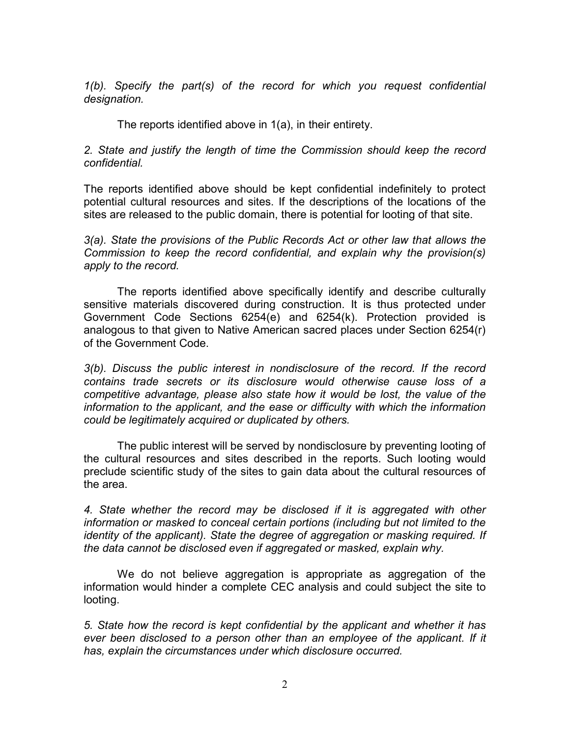*1(b). Specify the part(s) of the record for which you request confidential designation.*

The reports identified above in 1(a), in their entirety.

*2. State and justify the length of time the Commission should keep the record confidential.*

The reports identified above should be kept confidential indefinitely to protect potential cultural resources and sites. If the descriptions of the locations of the sites are released to the public domain, there is potential for looting of that site.

*3(a). State the provisions of the Public Records Act or other law that allows the Commission to keep the record confidential, and explain why the provision(s) apply to the record.*

The reports identified above specifically identify and describe culturally sensitive materials discovered during construction. It is thus protected under Government Code Sections 6254(e) and 6254(k). Protection provided is analogous to that given to Native American sacred places under Section 6254(r) of the Government Code.

*3(b). Discuss the public interest in nondisclosure of the record. If the record contains trade secrets or its disclosure would otherwise cause loss of a competitive advantage, please also state how it would be lost, the value of the information to the applicant, and the ease or difficulty with which the information could be legitimately acquired or duplicated by others.*

The public interest will be served by nondisclosure by preventing looting of the cultural resources and sites described in the reports. Such looting would preclude scientific study of the sites to gain data about the cultural resources of the area.

*4. State whether the record may be disclosed if it is aggregated with other information or masked to conceal certain portions (including but not limited to the identity of the applicant). State the degree of aggregation or masking required. If the data cannot be disclosed even if aggregated or masked, explain why.*

We do not believe aggregation is appropriate as aggregation of the information would hinder a complete CEC analysis and could subject the site to looting.

*5. State how the record is kept confidential by the applicant and whether it has ever been disclosed to a person other than an employee of the applicant. If it has, explain the circumstances under which disclosure occurred.*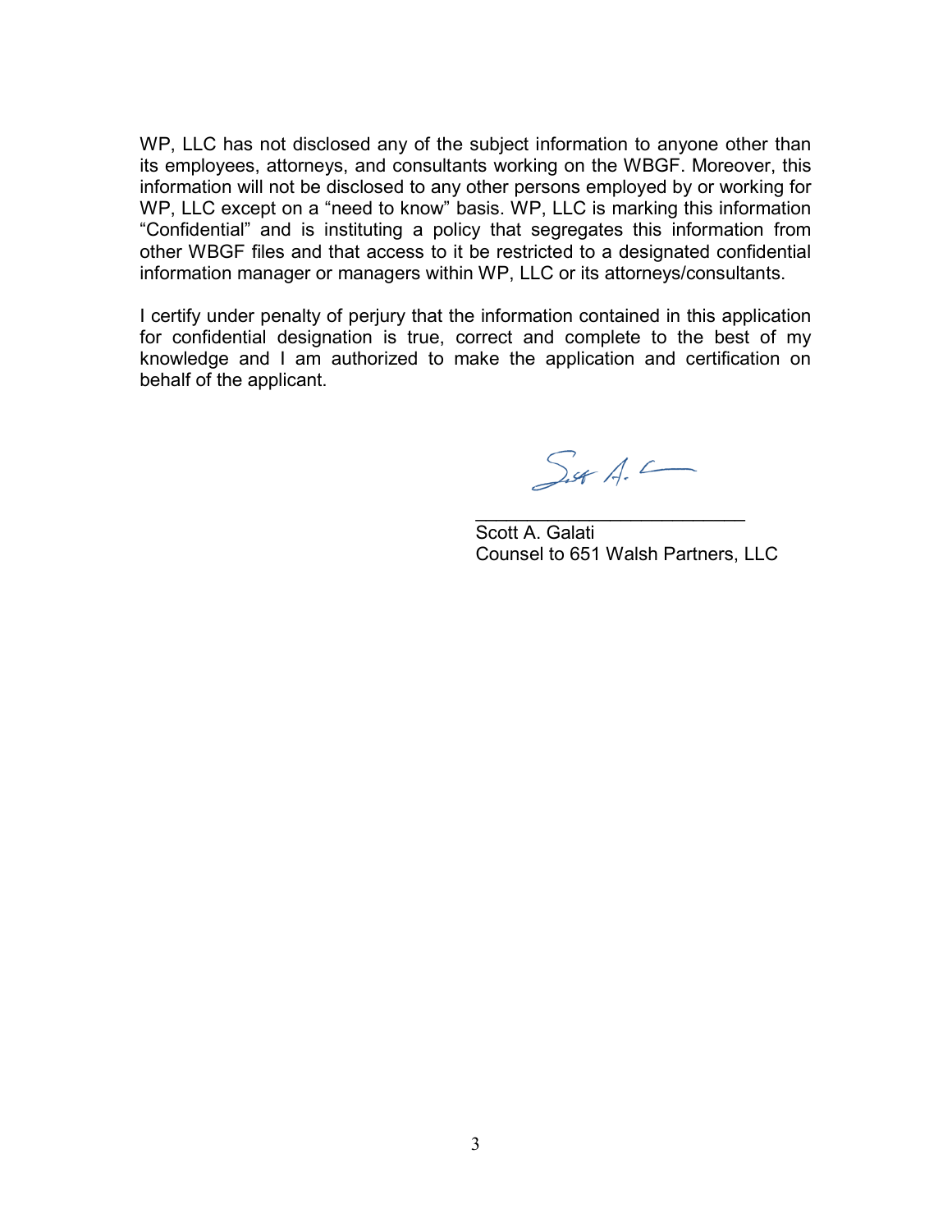WP, LLC has not disclosed any of the subject information to anyone other than its employees, attorneys, and consultants working on the WBGF. Moreover, this information will not be disclosed to any other persons employed by or working for WP, LLC except on a "need to know" basis. WP, LLC is marking this information "Confidential" and is instituting a policy that segregates this information from other WBGF files and that access to it be restricted to a designated confidential information manager or managers within WP, LLC or its attorneys/consultants.

I certify under penalty of perjury that the information contained in this application for confidential designation is true, correct and complete to the best of my knowledge and I am authorized to make the application and certification on behalf of the applicant.

\_\_\_\_\_\_\_\_\_\_\_\_\_\_\_\_\_\_\_\_\_\_\_\_\_\_\_\_

Scott A. Galati
Counsel to 651 Walsh Partners, LLC